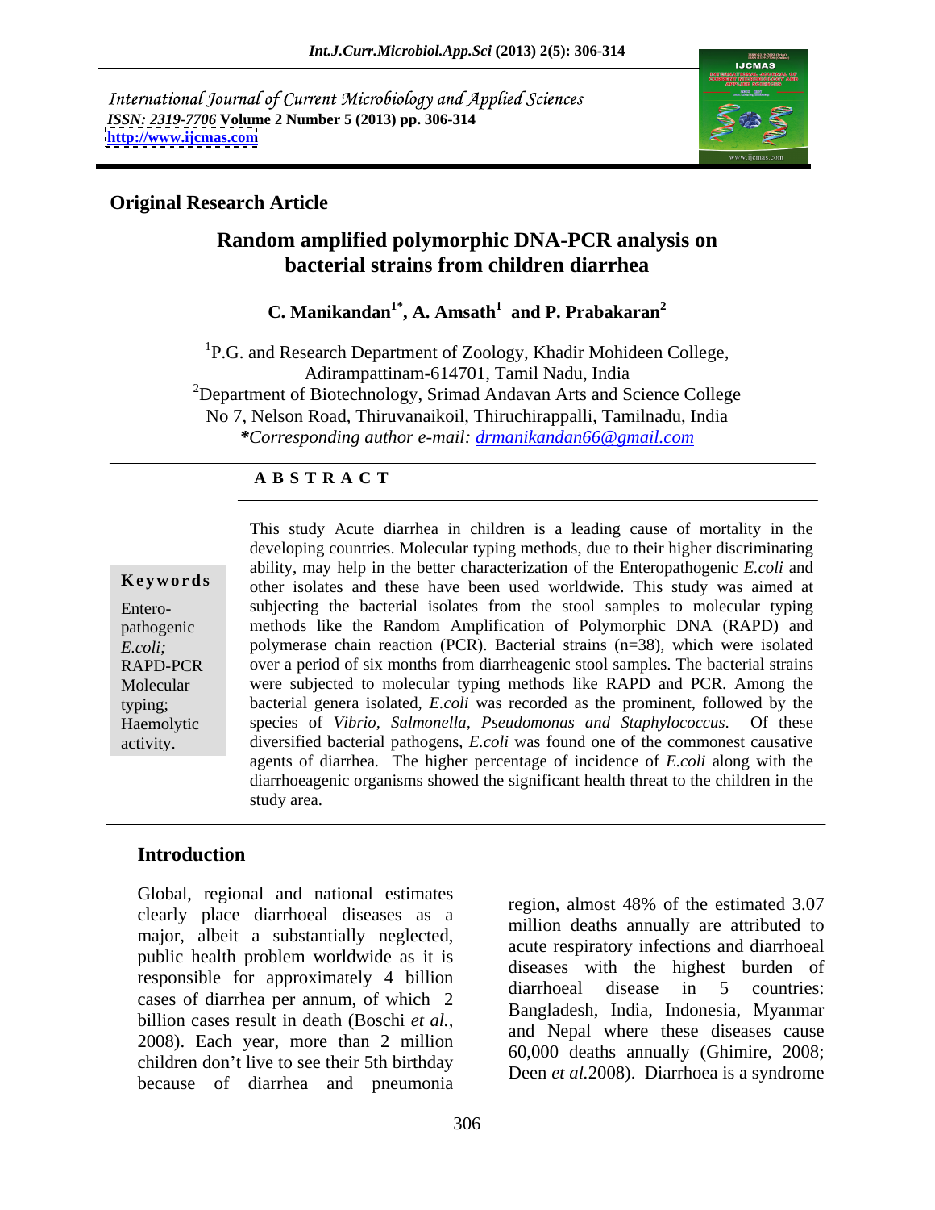International Journal of Current Microbiology and Applied Sciences
*ISSN: 2319-7706* **Volume 2 Number 5 (2013) pp. 306-314**
**http://www.ijcmas.com**

**Original Research Article**

# Random amplified polymorphic DNA-PCR analysis on bacterial strains from children diarrhea

**C. Manikandan[1*], A. Amsath[1] and P. Prabakaran[2]**

[1]P.G. and Research Department of Zoology, Khadir Mohideen College, Adirampattinam-614701, Tamil Nadu, India
[2]Department of Biotechnology, Srimad Andavan Arts and Science College No 7, Nelson Road, Thiruvanaikoil, Thiruchirappalli, Tamilnadu, India
***Corresponding author e-mail:** *drmanikandan66@gmail.com*

## ABSTRACT

**Keywords**

Entero-pathogenic *E.coli*; RAPD-PCR Molecular typing; Haemolytic activity.

This study Acute diarrhea in children is a leading cause of mortality in the developing countries. Molecular typing methods, due to their higher discriminating ability, may help in the better characterization of the Enteropathogenic *E.coli* and other isolates and these have been used worldwide. This study was aimed at subjecting the bacterial isolates from the stool samples to molecular typing methods like the Random Amplification of Polymorphic DNA (RAPD) and polymerase chain reaction (PCR). Bacterial strains (n=38), which were isolated over a period of six months from diarrheagenic stool samples. The bacterial strains were subjected to molecular typing methods like RAPD and PCR. Among the bacterial genera isolated, *E.coli* was recorded as the prominent, followed by the species of *Vibrio, Salmonella, Pseudomonas and Staphylococcus*. Of these diversified bacterial pathogens, *E.coli* was found one of the commonest causative agents of diarrhea. The higher percentage of incidence of *E.coli* along with the diarrhoeagenic organisms showed the significant health threat to the children in the study area.

## Introduction

Global, regional and national estimates clearly place diarrhoeal diseases as a major, albeit a substantially neglected, public health problem worldwide as it is responsible for approximately 4 billion cases of diarrhea per annum, of which 2 billion cases result in death (Boschi *et al.,* 2008). Each year, more than 2 million children don't live to see their 5th birthday because of diarrhea and pneumonia region, almost 48% of the estimated 3.07 million deaths annually are attributed to acute respiratory infections and diarrhoeal diseases with the highest burden of diarrhoeal disease in 5 countries: Bangladesh, India, Indonesia, Myanmar and Nepal where these diseases cause 60,000 deaths annually (Ghimire, 2008; Deen *et al.*2008). Diarrhoea is a syndrome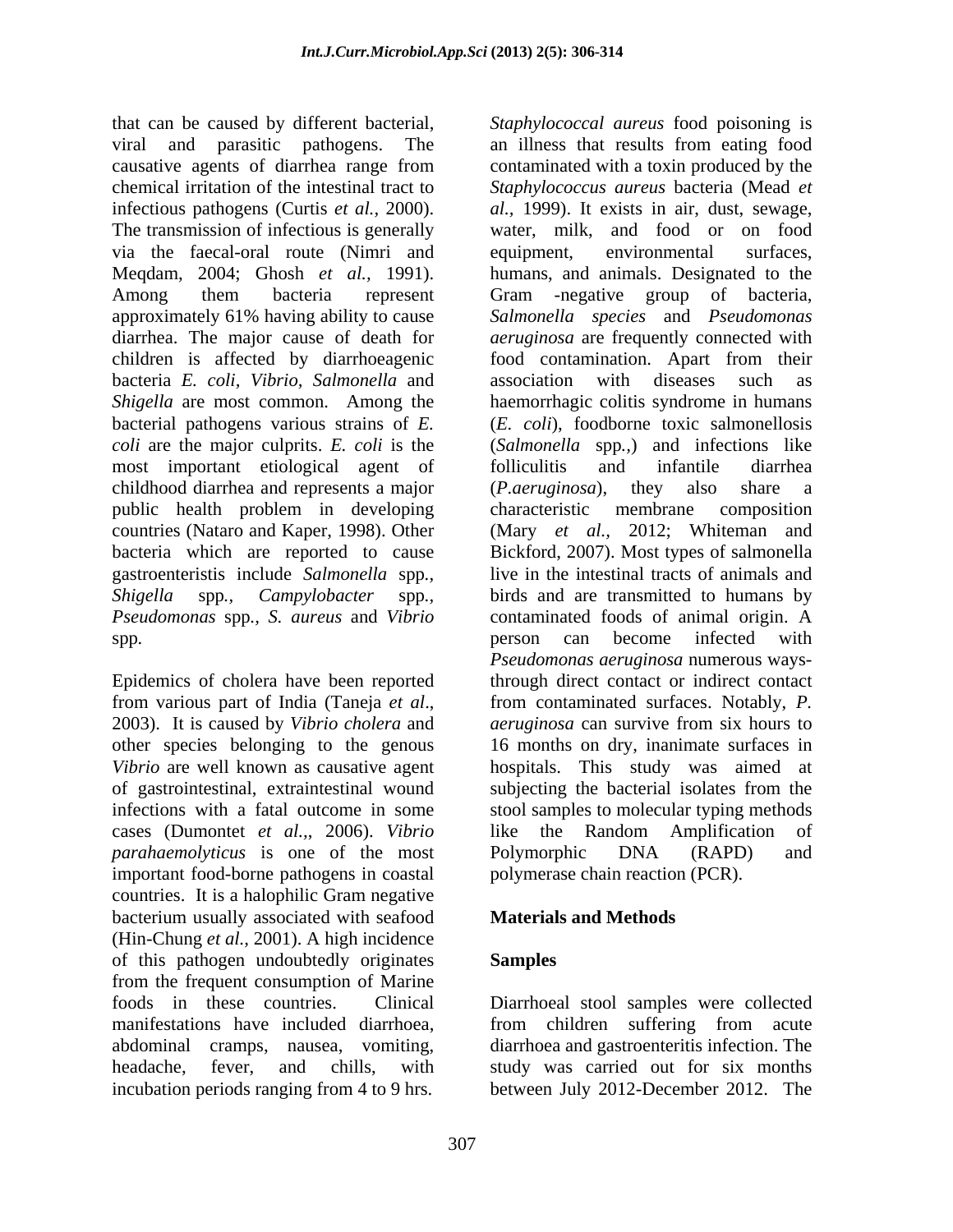that can be caused by different bacterial, viral and parasitic pathogens. The causative agents of diarrhea range from chemical irritation of the intestinal tract to infectious pathogens (Curtis *et al.*, 2000). The transmission of infectious is generally via the faecal-oral route (Nimri and Meqdam, 2004; Ghosh *et al.*, 1991). Among them bacteria represent approximately 61% having ability to cause diarrhea. The major cause of death for children is affected by diarrhoeagenic bacteria *E. coli*, *Vibrio*, *Salmonella* and *Shigella* are most common. Among the bacterial pathogens various strains of *E. coli* are the major culprits. *E. coli* is the most important etiological agent of childhood diarrhea and represents a major public health problem in developing countries (Nataro and Kaper, 1998). Other bacteria which are reported to cause gastroenteristis include *Salmonella* spp*.*, *Shigella* spp*.*, *Campylobacter* spp*.*, *Pseudomonas* spp*.*, *S. aureus* and *Vibrio* spp*.*

Epidemics of cholera have been reported from various part of India (Taneja *et al*., 2003). It is caused by *Vibrio cholera* and other species belonging to the genous *Vibrio* are well known as causative agent of gastrointestinal, extraintestinal wound infections with a fatal outcome in some cases (Dumontet *et al.*,, 2006). *Vibrio parahaemolyticus* is one of the most important food-borne pathogens in coastal countries. It is a halophilic Gram negative bacterium usually associated with seafood (Hin-Chung *et al.*, 2001). A high incidence of this pathogen undoubtedly originates from the frequent consumption of Marine foods in these countries. Clinical manifestations have included diarrhoea, abdominal cramps, nausea, vomiting, headache, fever, and chills, with incubation periods ranging from 4 to 9 hrs.

*Staphylococcal aureus* food poisoning is an illness that results from eating food contaminated with a toxin produced by the *Staphylococcus aureus* bacteria (Mead *et al.*, 1999). It exists in air, dust, sewage, water, milk, and food or on food equipment, environmental surfaces, humans, and animals. Designated to the Gram -negative group of bacteria, *Salmonella species* and *Pseudomonas aeruginosa* are frequently connected with food contamination. Apart from their association with diseases such as haemorrhagic colitis syndrome in humans (*E. coli*), foodborne toxic salmonellosis (*Salmonella* spp.,) and infections like folliculitis and infantile diarrhea (*P.aeruginosa*), they also share a characteristic membrane composition (Mary *et al.*, 2012; Whiteman and Bickford, 2007). Most types of salmonella live in the intestinal tracts of animals and birds and are transmitted to humans by contaminated foods of animal origin. A person can become infected with *Pseudomonas aeruginosa* numerous ways-through direct contact or indirect contact from contaminated surfaces. Notably, *P. aeruginosa* can survive from six hours to 16 months on dry, inanimate surfaces in hospitals. This study was aimed at subjecting the bacterial isolates from the stool samples to molecular typing methods like the Random Amplification of Polymorphic DNA (RAPD) and polymerase chain reaction (PCR).

## Materials and Methods

### Samples

Diarrhoeal stool samples were collected from children suffering from acute diarrhoea and gastroenteritis infection. The study was carried out for six months between July 2012-December 2012. The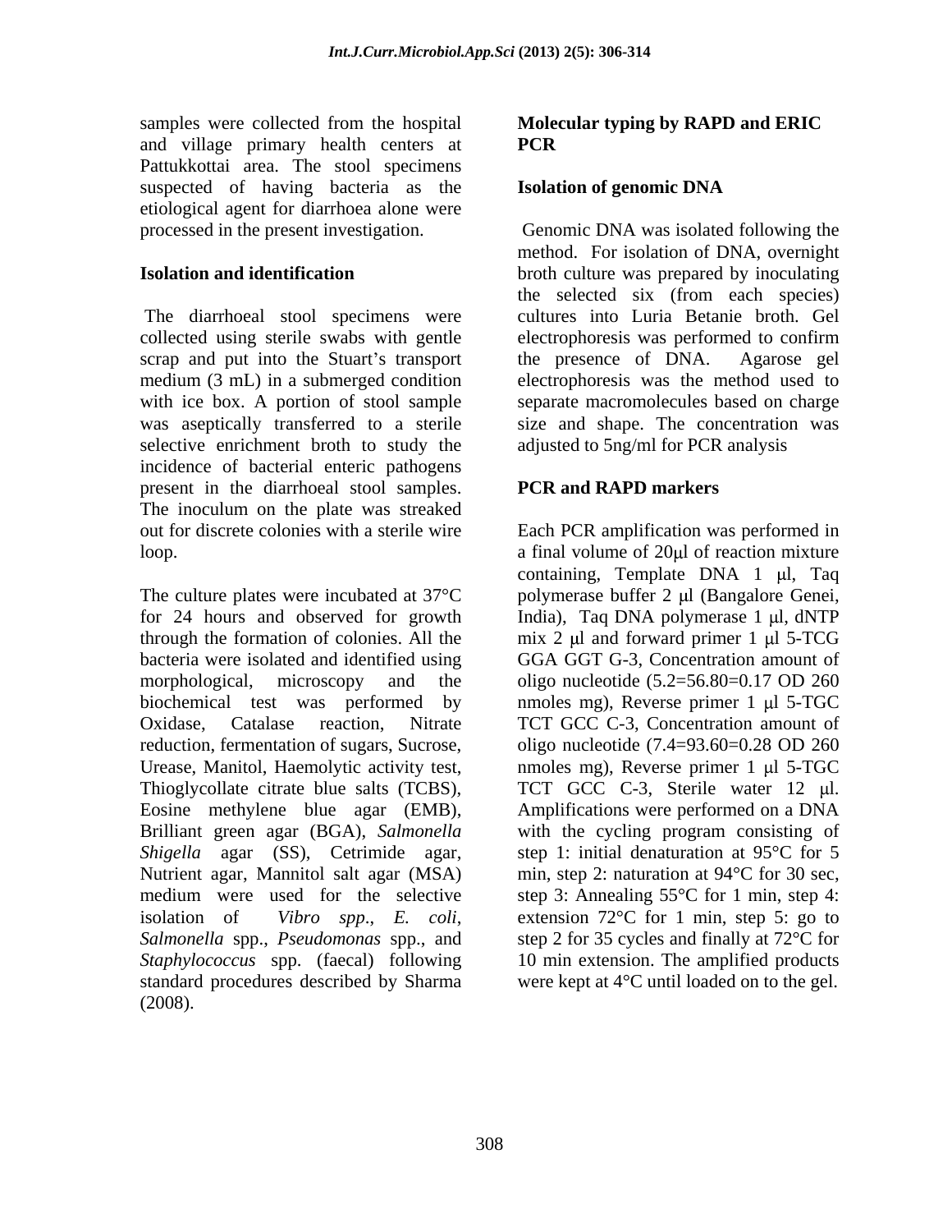samples were collected from the hospital and village primary health centers at Pattukkottai area. The stool specimens suspected of having bacteria as the etiological agent for diarrhoea alone were processed in the present investigation.

### Isolation and identification

The diarrhoeal stool specimens were collected using sterile swabs with gentle scrap and put into the Stuart's transport medium (3 mL) in a submerged condition with ice box. A portion of stool sample was aseptically transferred to a sterile selective enrichment broth to study the incidence of bacterial enteric pathogens present in the diarrhoeal stool samples. The inoculum on the plate was streaked out for discrete colonies with a sterile wire loop.

The culture plates were incubated at 37°C for 24 hours and observed for growth through the formation of colonies. All the bacteria were isolated and identified using morphological, microscopy and the biochemical test was performed by Oxidase, Catalase reaction, Nitrate reduction, fermentation of sugars, Sucrose, Urease, Manitol, Haemolytic activity test, Thioglycollate citrate blue salts (TCBS), Eosine methylene blue agar (EMB), Brilliant green agar (BGA), *Salmonella Shigella* agar (SS), Cetrimide agar, Nutrient agar, Mannitol salt agar (MSA) medium were used for the selective isolation of *Vibro spp*., *E. coli*, *Salmonella* spp., *Pseudomonas* spp., and *Staphylococcus* spp. (faecal) following standard procedures described by Sharma (2008).

### Molecular typing by RAPD and ERIC PCR

### Isolation of genomic DNA

Genomic DNA was isolated following the method. For isolation of DNA, overnight broth culture was prepared by inoculating the selected six (from each species) cultures into Luria Betanie broth. Gel electrophoresis was performed to confirm the presence of DNA. Agarose gel electrophoresis was the method used to separate macromolecules based on charge size and shape. The concentration was adjusted to 5ng/ml for PCR analysis

### PCR and RAPD markers

Each PCR amplification was performed in a final volume of 20μl of reaction mixture containing, Template DNA 1 μl, Taq polymerase buffer 2 μl (Bangalore Genei, India), Taq DNA polymerase 1 μl, dNTP mix 2 μl and forward primer 1 μl 5-TCG GGA GGT G-3, Concentration amount of oligo nucleotide (5.2=56.80=0.17 OD 260 nmoles mg), Reverse primer 1 μl 5-TGC TCT GCC C-3, Concentration amount of oligo nucleotide (7.4=93.60=0.28 OD 260 nmoles mg), Reverse primer 1 μl 5-TGC TCT GCC C-3, Sterile water 12 μl. Amplifications were performed on a DNA with the cycling program consisting of step 1: initial denaturation at 95°C for 5 min, step 2: naturation at 94°C for 30 sec, step 3: Annealing 55°C for 1 min, step 4: extension 72°C for 1 min, step 5: go to step 2 for 35 cycles and finally at 72°C for 10 min extension. The amplified products were kept at 4°C until loaded on to the gel.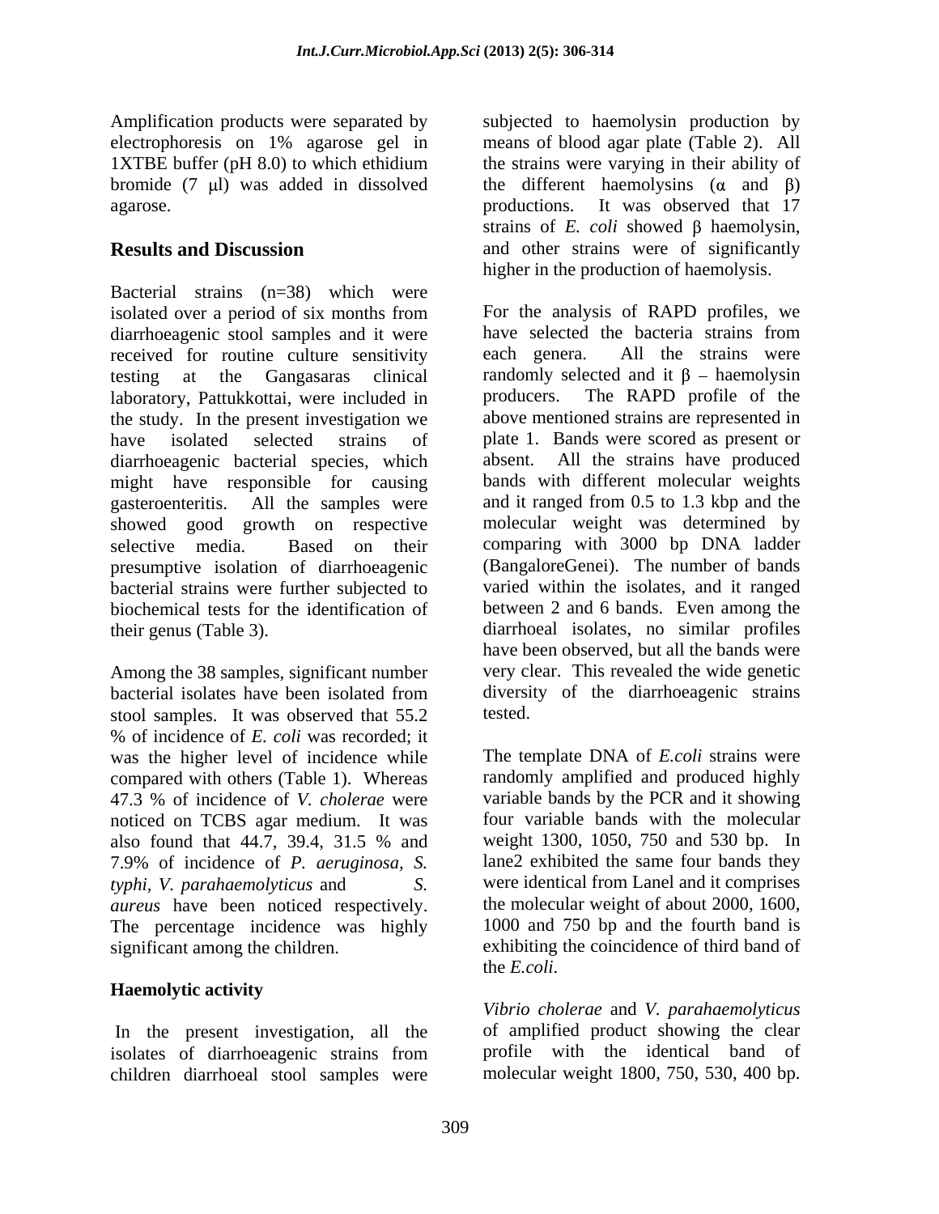Amplification products were separated by electrophoresis on 1% agarose gel in 1XTBE buffer (pH 8.0) to which ethidium bromide (7 μl) was added in dissolved agarose.

## Results and Discussion

Bacterial strains (n=38) which were isolated over a period of six months from diarrhoeagenic stool samples and it were received for routine culture sensitivity testing at the Gangasaras clinical laboratory, Pattukkottai, were included in the study. In the present investigation we have isolated selected strains of diarrhoeagenic bacterial species, which might have responsible for causing gasteroenteritis. All the samples were showed good growth on respective selective media. Based on their presumptive isolation of diarrhoeagenic bacterial strains were further subjected to biochemical tests for the identification of their genus (Table 3).

Among the 38 samples, significant number bacterial isolates have been isolated from stool samples. It was observed that 55.2 % of incidence of *E. coli* was recorded; it was the higher level of incidence while compared with others (Table 1). Whereas 47.3 % of incidence of *V. cholerae* were noticed on TCBS agar medium. It was also found that 44.7, 39.4, 31.5 % and 7.9% of incidence of *P. aeruginosa, S. typhi, V. parahaemolyticus* and *S. aureus* have been noticed respectively. The percentage incidence was highly significant among the children.

### Haemolytic activity

In the present investigation, all the isolates of diarrhoeagenic strains from children diarrhoeal stool samples were subjected to haemolysin production by means of blood agar plate (Table 2). All the strains were varying in their ability of the different haemolysins (α and β) productions. It was observed that 17 strains of *E. coli* showed β haemolysin, and other strains were of significantly higher in the production of haemolysis.

For the analysis of RAPD profiles, we have selected the bacteria strains from each genera. All the strains were randomly selected and it β – haemolysin producers. The RAPD profile of the above mentioned strains are represented in plate 1. Bands were scored as present or absent. All the strains have produced bands with different molecular weights and it ranged from 0.5 to 1.3 kbp and the molecular weight was determined by comparing with 3000 bp DNA ladder (BangaloreGenei). The number of bands varied within the isolates, and it ranged between 2 and 6 bands. Even among the diarrhoeal isolates, no similar profiles have been observed, but all the bands were very clear. This revealed the wide genetic diversity of the diarrhoeagenic strains tested.

The template DNA of *E.coli* strains were randomly amplified and produced highly variable bands by the PCR and it showing four variable bands with the molecular weight 1300, 1050, 750 and 530 bp. In lane2 exhibited the same four bands they were identical from Lanel and it comprises the molecular weight of about 2000, 1600, 1000 and 750 bp and the fourth band is exhibiting the coincidence of third band of the *E.coli*.

*Vibrio cholerae* and *V. parahaemolyticus* of amplified product showing the clear profile with the identical band of molecular weight 1800, 750, 530, 400 bp.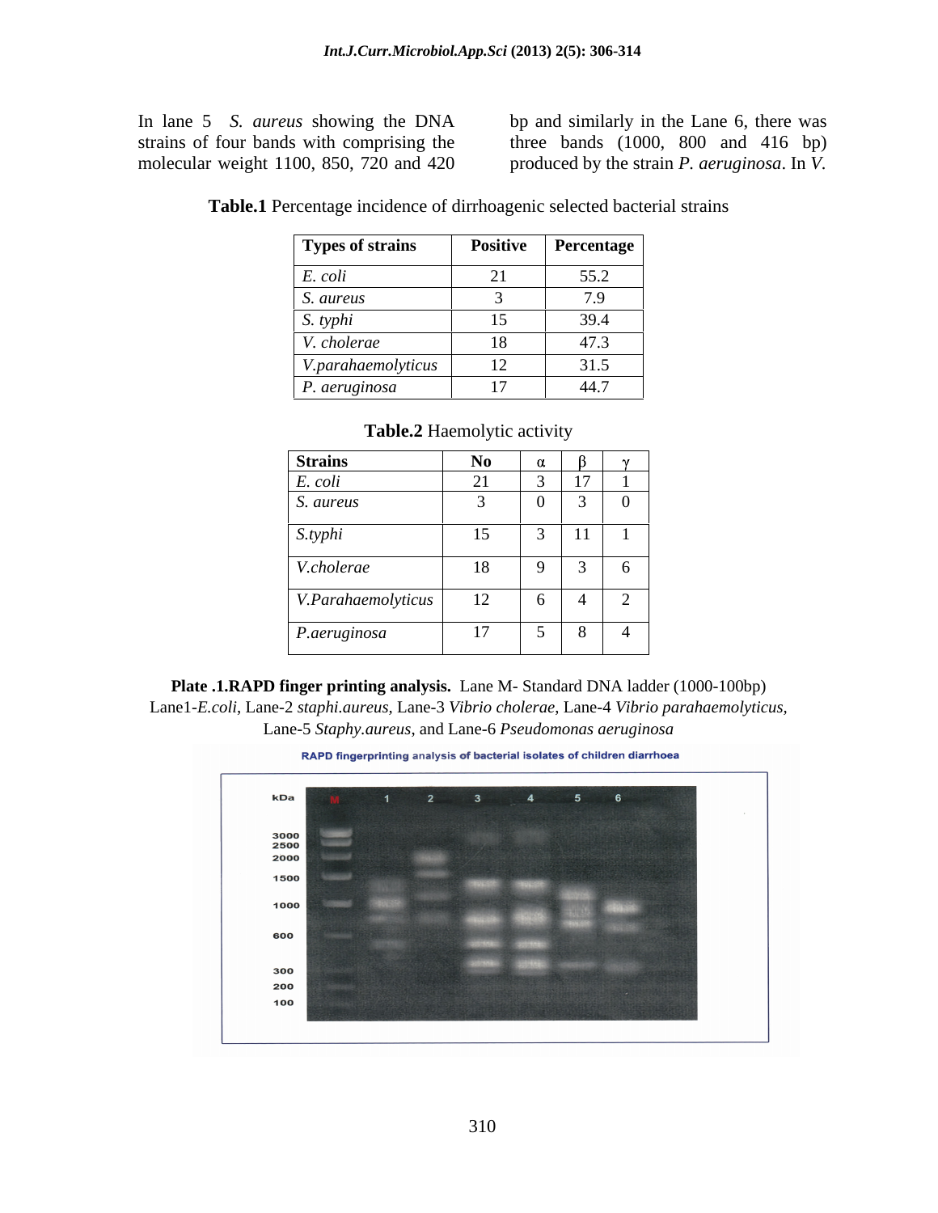In lane 5 *S. aureus* showing the DNA strains of four bands with comprising the molecular weight 1100, 850, 720 and 420 bp and similarly in the Lane 6, there was three bands (1000, 800 and 416 bp) produced by the strain *P. aeruginosa*. In *V.*

**Table.1** Percentage incidence of dirrhoagenic selected bacterial strains

| Types of strains | Positive | Percentage |
|---|---|---|
| *E. coli* | 21 | 55.2 |
| *S. aureus* | 3 | 7.9 |
| *S. typhi* | 15 | 39.4 |
| *V. cholerae* | 18 | 47.3 |
| *V.parahaemolyticus* | 12 | 31.5 |
| *P. aeruginosa* | 17 | 44.7 |

**Table.2** Haemolytic activity

| Strains | No | α | β | γ |
|---|---|---|---|---|
| *E. coli* | 21 | 3 | 17 | 1 |
| *S. aureus* | 3 | 0 | 3 | 0 |
| *S.typhi* | 15 | 3 | 11 | 1 |
| *V.cholerae* | 18 | 9 | 3 | 6 |
| *V.Parahaemolyticus* | 12 | 6 | 4 | 2 |
| *P.aeruginosa* | 17 | 5 | 8 | 4 |

**Plate .1.RAPD finger printing analysis.** Lane M- Standard DNA ladder (1000-100bp) Lane1-*E.coli*, Lane-2 *staphi.aureus*, Lane-3 *Vibrio cholerae*, Lane-4 *Vibrio parahaemolyticus*, Lane-5 *Staphy.aureus*, and Lane-6 *Pseudomonas aeruginosa*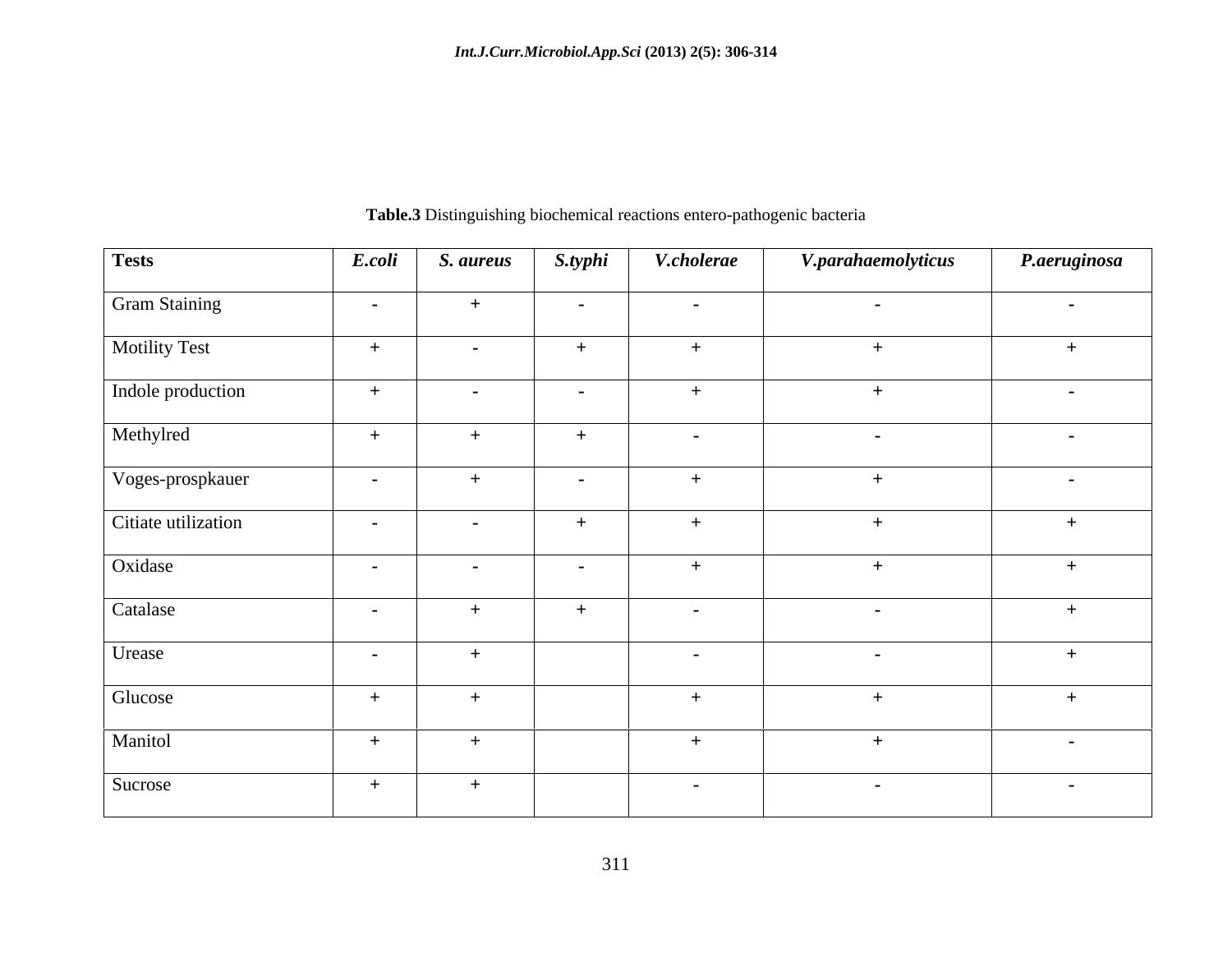**Table.3** Distinguishing biochemical reactions entero-pathogenic bacteria

| Tests | *E.coli* | *S. aureus* | *S.typhi* | *V.cholerae* | *V.parahaemolyticus* | *P.aeruginosa* |
|---|---|---|---|---|---|---|
| Gram Staining | - | + | - | - | - | - |
| Motility Test | + | - | + | + | + | + |
| Indole production | + | - | - | + | + | - |
| Methylred | + | + | + | - | - | - |
| Voges-prospkauer | - | + | - | + | + | - |
| Citiate utilization | - | - | + | + | + | + |
| Oxidase | - | - | - | + | + | + |
| Catalase | - | + | + | - | - | + |
| Urease | - | + | | - | - | + |
| Glucose | + | + | | + | + | + |
| Manitol | + | + | | + | + | - |
| Sucrose | + | + | | - | - | - |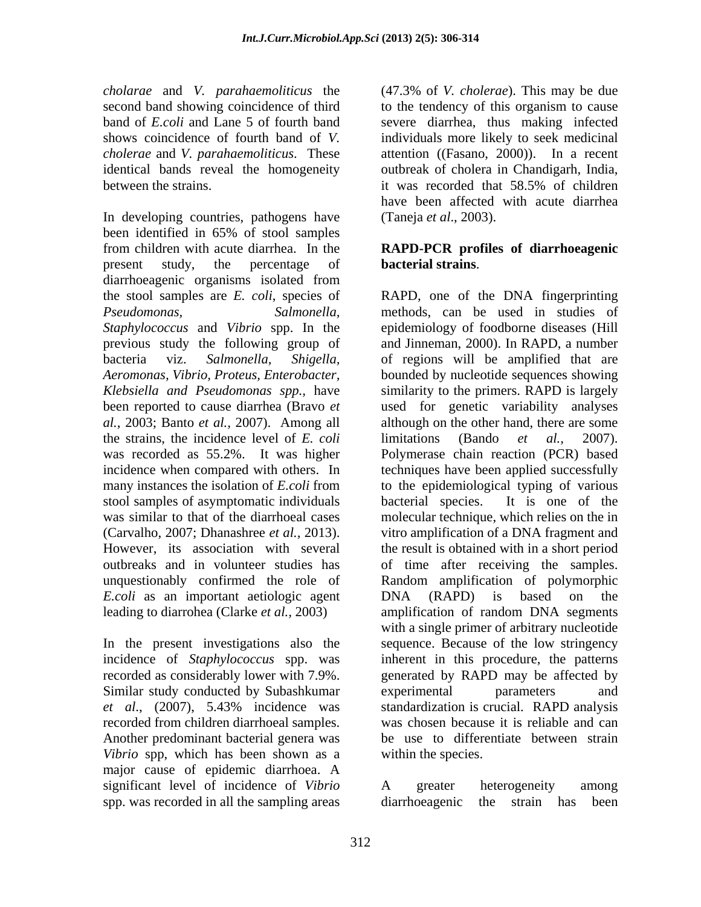*cholarae* and *V. parahaemoliticus* the second band showing coincidence of third band of *E.coli* and Lane 5 of fourth band shows coincidence of fourth band of *V. cholerae* and *V. parahaemoliticus*. These identical bands reveal the homogeneity between the strains.

In developing countries, pathogens have been identified in 65% of stool samples from children with acute diarrhea. In the present study, the percentage of diarrhoeagenic organisms isolated from the stool samples are *E. coli*, species of *Pseudomonas*, *Salmonella*, *Staphylococcus* and *Vibrio* spp. In the previous study the following group of bacteria viz. *Salmonella*, *Shigella*, *Aeromonas*, *Vibrio*, *Proteus*, *Enterobacter*, *Klebsiella and Pseudomonas spp.*, have been reported to cause diarrhea (Bravo *et al.,* 2003; Banto *et al.,* 2007). Among all the strains, the incidence level of *E. coli* was recorded as 55.2%. It was higher incidence when compared with others. In many instances the isolation of *E.coli* from stool samples of asymptomatic individuals was similar to that of the diarrhoeal cases (Carvalho, 2007; Dhanashree *et al.,* 2013). However, its association with several outbreaks and in volunteer studies has unquestionably confirmed the role of *E.coli* as an important aetiologic agent leading to diarrohea (Clarke *et al.,* 2003)

In the present investigations also the incidence of *Staphylococcus* spp. was recorded as considerably lower with 7.9%. Similar study conducted by Subashkumar *et al*., (2007), 5.43% incidence was recorded from children diarrhoeal samples. Another predominant bacterial genera was *Vibrio* spp, which has been shown as a major cause of epidemic diarrhoea. A significant level of incidence of *Vibrio* spp. was recorded in all the sampling areas (47.3% of *V. cholerae*). This may be due to the tendency of this organism to cause severe diarrhea, thus making infected individuals more likely to seek medicinal attention ((Fasano, 2000)). In a recent outbreak of cholera in Chandigarh, India, it was recorded that 58.5% of children have been affected with acute diarrhea (Taneja *et al*., 2003).

**RAPD-PCR profiles of diarrhoeagenic bacterial strains**.

RAPD, one of the DNA fingerprinting methods, can be used in studies of epidemiology of foodborne diseases (Hill and Jinneman, 2000). In RAPD, a number of regions will be amplified that are bounded by nucleotide sequences showing similarity to the primers. RAPD is largely used for genetic variability analyses although on the other hand, there are some limitations (Bando *et al.,* 2007). Polymerase chain reaction (PCR) based techniques have been applied successfully to the epidemiological typing of various bacterial species. It is one of the molecular technique, which relies on the in vitro amplification of a DNA fragment and the result is obtained with in a short period of time after receiving the samples. Random amplification of polymorphic DNA (RAPD) is based on the amplification of random DNA segments with a single primer of arbitrary nucleotide sequence. Because of the low stringency inherent in this procedure, the patterns generated by RAPD may be affected by experimental parameters and standardization is crucial. RAPD analysis was chosen because it is reliable and can be use to differentiate between strain within the species.

A greater heterogeneity among diarrhoeagenic the strain has been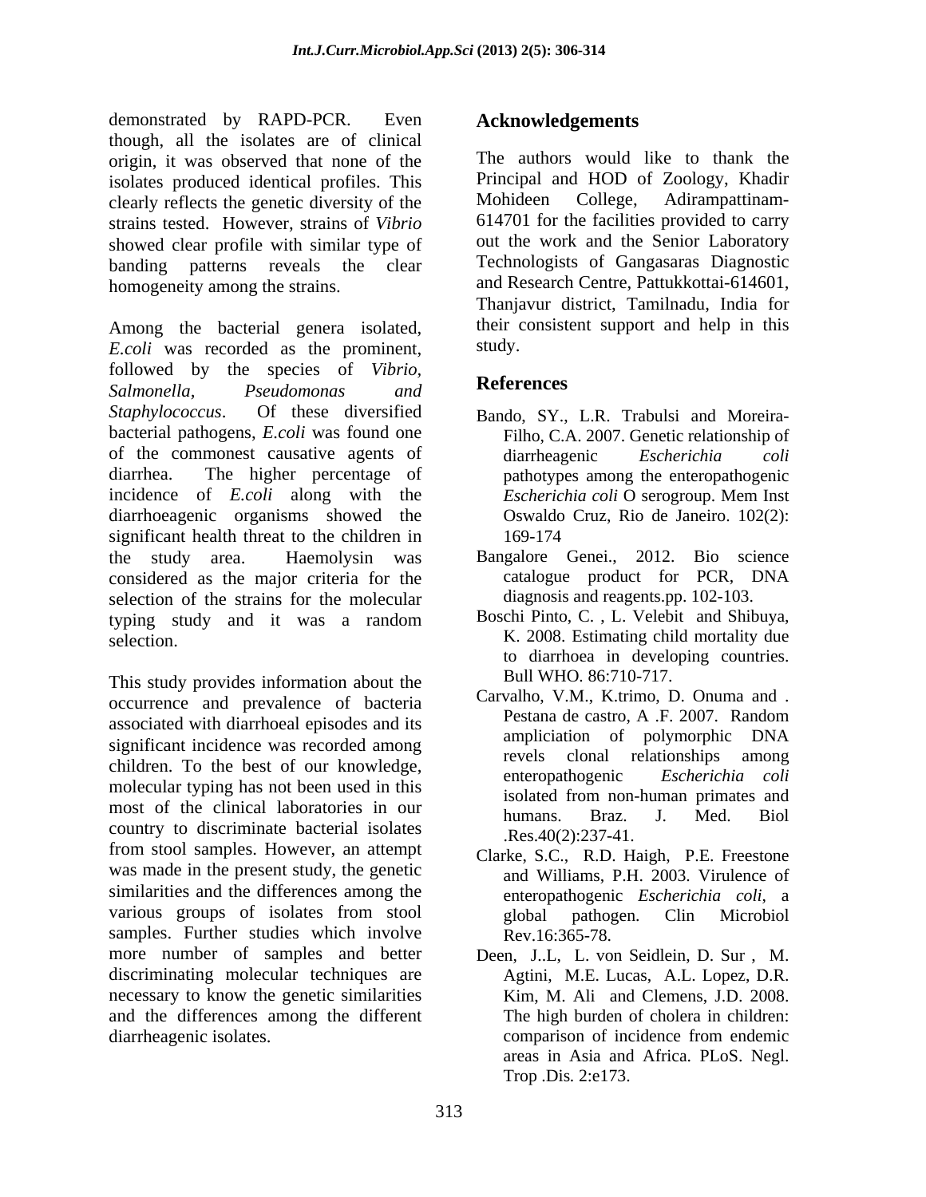demonstrated by RAPD-PCR. Even though, all the isolates are of clinical origin, it was observed that none of the isolates produced identical profiles. This clearly reflects the genetic diversity of the strains tested. However, strains of *Vibrio* showed clear profile with similar type of banding patterns reveals the clear homogeneity among the strains.

Among the bacterial genera isolated, *E.coli* was recorded as the prominent, followed by the species of *Vibrio, Salmonella*, *Pseudomonas* and *Staphylococcus*. Of these diversified bacterial pathogens, *E.coli* was found one of the commonest causative agents of diarrhea. The higher percentage of incidence of *E.coli* along with the diarrhoeagenic organisms showed the significant health threat to the children in the study area. Haemolysin was considered as the major criteria for the selection of the strains for the molecular typing study and it was a random selection.

This study provides information about the occurrence and prevalence of bacteria associated with diarrhoeal episodes and its significant incidence was recorded among children. To the best of our knowledge, molecular typing has not been used in this most of the clinical laboratories in our country to discriminate bacterial isolates from stool samples. However, an attempt was made in the present study, the genetic similarities and the differences among the various groups of isolates from stool samples. Further studies which involve more number of samples and better discriminating molecular techniques are necessary to know the genetic similarities and the differences among the different diarrheagenic isolates.

## Acknowledgements

The authors would like to thank the Principal and HOD of Zoology, Khadir Mohideen College, Adirampattinam-614701 for the facilities provided to carry out the work and the Senior Laboratory Technologists of Gangasaras Diagnostic and Research Centre, Pattukkottai-614601, Thanjavur district, Tamilnadu, India for their consistent support and help in this study.

## References

Bando, SY., L.R. Trabulsi and Moreira-Filho, C.A. 2007. Genetic relationship of diarrheagenic *Escherichia coli* pathotypes among the enteropathogenic *Escherichia coli* O serogroup. Mem Inst Oswaldo Cruz, Rio de Janeiro. 102(2): 169-174

Bangalore Genei., 2012. Bio science catalogue product for PCR, DNA diagnosis and reagents.pp. 102-103.

Boschi Pinto, C. , L. Velebit and Shibuya, K. 2008. Estimating child mortality due to diarrhoea in developing countries. Bull WHO. 86:710-717.

Carvalho, V.M., K.trimo, D. Onuma and . Pestana de castro, A .F. 2007. Random ampliciation of polymorphic DNA revels clonal relationships among enteropathogenic *Escherichia coli* isolated from non-human primates and humans. Braz. J. Med. Biol .Res.40(2):237-41.

Clarke, S.C., R.D. Haigh, P.E. Freestone and Williams, P.H. 2003. Virulence of enteropathogenic *Escherichia coli*, a global pathogen. Clin Microbiol Rev.16:365-78.

Deen, J..L, L. von Seidlein, D. Sur , M. Agtini, M.E. Lucas, A.L. Lopez, D.R. Kim, M. Ali and Clemens, J.D. 2008. The high burden of cholera in children: comparison of incidence from endemic areas in Asia and Africa. PLoS. Negl. Trop .Dis. 2:e173.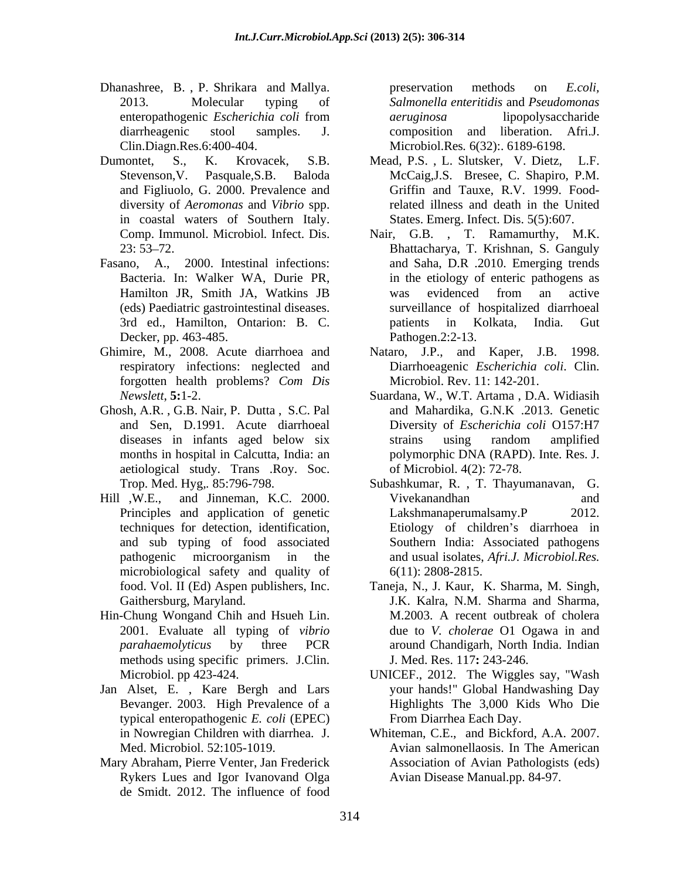Dhanashree, B. , P. Shrikara and Mallya. 2013. Molecular typing of enteropathogenic *Escherichia coli* from diarrheagenic stool samples. J. Clin.Diagn.Res.6:400-404.

Dumontet, S., K. Krovacek, S.B. Stevenson,V. Pasquale,S.B. Baloda and Figliuolo, G. 2000. Prevalence and diversity of *Aeromonas* and *Vibrio* spp. in coastal waters of Southern Italy. Comp. Immunol. Microbiol. Infect. Dis. 23: 53–72.

Fasano, A., 2000. Intestinal infections: Bacteria. In: Walker WA, Durie PR, Hamilton JR, Smith JA, Watkins JB (eds) Paediatric gastrointestinal diseases. 3rd ed., Hamilton, Ontarion: B. C. Decker, pp. 463-485.

Ghimire, M., 2008. Acute diarrhoea and respiratory infections: neglected and forgotten health problems? *Com Dis Newslett*, **5:**1-2.

Ghosh, A.R. , G.B. Nair, P. Dutta , S.C. Pal and Sen, D.1991. Acute diarrhoeal diseases in infants aged below six months in hospital in Calcutta, India: an aetiological study. Trans .Roy. Soc. Trop. Med. Hyg,. 85:796-798.

Hill ,W.E., and Jinneman, K.C. 2000. Principles and application of genetic techniques for detection, identification, and sub typing of food associated pathogenic microorganism in the microbiological safety and quality of food. Vol. II (Ed) Aspen publishers, Inc. Gaithersburg, Maryland.

Hin-Chung Wongand Chih and Hsueh Lin. 2001. Evaluate all typing of *vibrio parahaemolyticus* by three PCR methods using specific primers. J.Clin. Microbiol. pp 423-424.

Jan Alset, E. , Kare Bergh and Lars Bevanger. 2003. High Prevalence of a typical enteropathogenic *E. coli* (EPEC) in Nowregian Children with diarrhea. J. Med. Microbiol. 52:105-1019.

Mary Abraham, Pierre Venter, Jan Frederick Rykers Lues and Igor Ivanovand Olga de Smidt. 2012. The influence of food preservation methods on *E.coli*, *Salmonella enteritidis* and *Pseudomonas aeruginosa* lipopolysaccharide composition and liberation. Afri.J. Microbiol.Res*.* 6(32):. 6189-6198.

Mead, P.S. , L. Slutsker, V. Dietz, L.F. McCaig,J.S. Bresee, C. Shapiro, P.M. Griffin and Tauxe, R.V. 1999. Food-related illness and death in the United States. Emerg. Infect. Dis. 5(5):607.

Nair, G.B. , T. Ramamurthy, M.K. Bhattacharya, T. Krishnan, S. Ganguly and Saha, D.R .2010. Emerging trends in the etiology of enteric pathogens as was evidenced from an active surveillance of hospitalized diarrhoeal patients in Kolkata, India. Gut Pathogen.2:2-13.

Nataro, J.P., and Kaper, J.B. 1998. Diarrhoeagenic *Escherichia coli*. Clin. Microbiol. Rev. 11: 142-201.

Suardana, W., W.T. Artama , D.A. Widiasih and Mahardika, G.N.K .2013. Genetic Diversity of *Escherichia coli* O157:H7 strains using random amplified polymorphic DNA (RAPD). Inte. Res. J. of Microbiol. 4(2): 72-78.

Subashkumar, R. , T. Thayumanavan, G. Vivekanandhan and Lakshmanaperumalsamy.P 2012. Etiology of children's diarrhoea in Southern India: Associated pathogens and usual isolates, *Afri.J. Microbiol.Res.* 6(11): 2808-2815.

Taneja, N., J. Kaur, K. Sharma, M. Singh, J.K. Kalra, N.M. Sharma and Sharma, M.2003. A recent outbreak of cholera due to *V. cholerae* O1 Ogawa in and around Chandigarh, North India. Indian J. Med. Res. 117**:** 243-246.

UNICEF., 2012. The Wiggles say, "Wash your hands!" Global Handwashing Day Highlights The 3,000 Kids Who Die From Diarrhea Each Day.

Whiteman, C.E., and Bickford, A.A. 2007. Avian salmonellaosis. In The American Association of Avian Pathologists (eds) Avian Disease Manual.pp. 84-97.